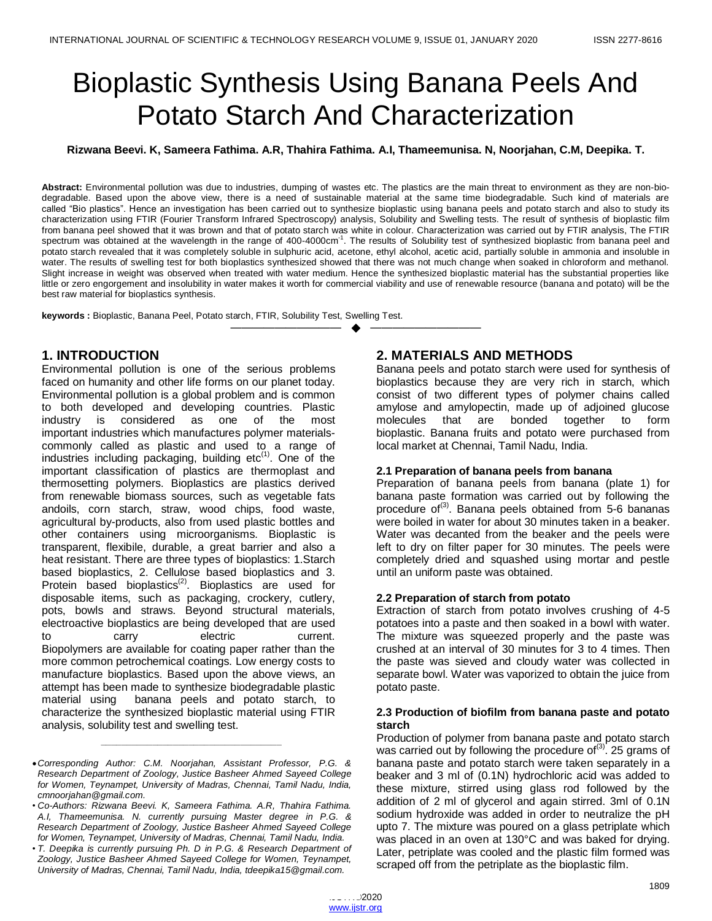# Bioplastic Synthesis Using Banana Peels And Potato Starch And Characterization

**Rizwana Beevi. K, Sameera Fathima. A.R, Thahira Fathima. A.I, Thameemunisa. N, Noorjahan, C.M, Deepika. T.**

**Abstract:** Environmental pollution was due to industries, dumping of wastes etc. The plastics are the main threat to environment as they are non-biodegradable. Based upon the above view, there is a need of sustainable material at the same time biodegradable. Such kind of materials are called "Bio plastics". Hence an investigation has been carried out to synthesize bioplastic using banana peels and potato starch and also to study its characterization using FTIR (Fourier Transform Infrared Spectroscopy) analysis, Solubility and Swelling tests. The result of synthesis of bioplastic film from banana peel showed that it was brown and that of potato starch was white in colour. Characterization was carried out by FTIR analysis, The FTIR spectrum was obtained at the wavelength in the range of 400-4000cm$^{-1}$. The results of Solubility test of synthesized bioplastic from banana peel and potato starch revealed that it was completely soluble in sulphuric acid, acetone, ethyl alcohol, acetic acid, partially soluble in ammonia and insoluble in water. The results of swelling test for both bioplastics synthesized showed that there was not much change when soaked in chloroform and methanol. Slight increase in weight was observed when treated with water medium. Hence the synthesized bioplastic material has the substantial properties like little or zero engorgement and insolubility in water makes it worth for commercial viability and use of renewable resource (banana and potato) will be the best raw material for bioplastics synthesis.

**keywords :** Bioplastic, Banana Peel, Potato starch, FTIR, Solubility Test, Swelling Test.

---

## 1. INTRODUCTION

Environmental pollution is one of the serious problems faced on humanity and other life forms on our planet today. Environmental pollution is a global problem and is common to both developed and developing countries. Plastic industry is considered as one of the most important industries which manufactures polymer materials-commonly called as plastic and used to a range of industries including packaging, building etc[1]. One of the important classification of plastics are thermoplast and thermosetting polymers. Bioplastics are plastics derived from renewable biomass sources, such as vegetable fats andoils, corn starch, straw, wood chips, food waste, agricultural by-products, also from used plastic bottles and other containers using microorganisms. Bioplastic is transparent, flexibile, durable, a great barrier and also a heat resistant. There are three types of bioplastics: 1.Starch based bioplastics, 2. Cellulose based bioplastics and 3. Protein based bioplastics[2]. Bioplastics are used for disposable items, such as packaging, crockery, cutlery, pots, bowls and straws. Beyond structural materials, electroactive bioplastics are being developed that are used to carry electric current. Biopolymers are available for coating paper rather than the more common petrochemical coatings. Low energy costs to manufacture bioplastics. Based upon the above views, an attempt has been made to synthesize biodegradable plastic material using banana peels and potato starch, to characterize the synthesized bioplastic material using FTIR analysis, solubility test and swelling test.

---

- *Corresponding Author: C.M. Noorjahan, Assistant Professor, P.G. & Research Department of Zoology, Justice Basheer Ahmed Sayeed College for Women, Teynampet, University of Madras, Chennai, Tamil Nadu, India, cmnoorjahan@gmail.com.*
- *Co-Authors: Rizwana Beevi. K, Sameera Fathima. A.R, Thahira Fathima. A.I, Thameemunisa. N. currently pursuing Master degree in P.G. & Research Department of Zoology, Justice Basheer Ahmed Sayeed College for Women, Teynampet, University of Madras, Chennai, Tamil Nadu, India.*
- *T. Deepika is currently pursuing Ph. D in P.G. & Research Department of Zoology, Justice Basheer Ahmed Sayeed College for Women, Teynampet, University of Madras, Chennai, Tamil Nadu, India, tdeepika15@gmail.com.*

## 2. MATERIALS AND METHODS

Banana peels and potato starch were used for synthesis of bioplastics because they are very rich in starch, which consist of two different types of polymer chains called amylose and amylopectin, made up of adjoined glucose molecules that are bonded together to form bioplastic. Banana fruits and potato were purchased from local market at Chennai, Tamil Nadu, India.

### 2.1 Preparation of banana peels from banana

Preparation of banana peels from banana (plate 1) for banana paste formation was carried out by following the procedure of[3]. Banana peels obtained from 5-6 bananas were boiled in water for about 30 minutes taken in a beaker. Water was decanted from the beaker and the peels were left to dry on filter paper for 30 minutes. The peels were completely dried and squashed using mortar and pestle until an uniform paste was obtained.

### 2.2 Preparation of starch from potato

Extraction of starch from potato involves crushing of 4-5 potatoes into a paste and then soaked in a bowl with water. The mixture was squeezed properly and the paste was crushed at an interval of 30 minutes for 3 to 4 times. Then the paste was sieved and cloudy water was collected in separate bowl. Water was vaporized to obtain the juice from potato paste.

### 2.3 Production of biofilm from banana paste and potato starch

Production of polymer from banana paste and potato starch was carried out by following the procedure of[3]. 25 grams of banana paste and potato starch were taken separately in a beaker and 3 ml of (0.1N) hydrochloric acid was added to these mixture, stirred using glass rod followed by the addition of 2 ml of glycerol and again stirred. 3ml of 0.1N sodium hydroxide was added in order to neutralize the pH upto 7. The mixture was poured on a glass petriplate which was placed in an oven at 130°C and was baked for drying. Later, petriplate was cooled and the plastic film formed was scraped off from the petriplate as the bioplastic film.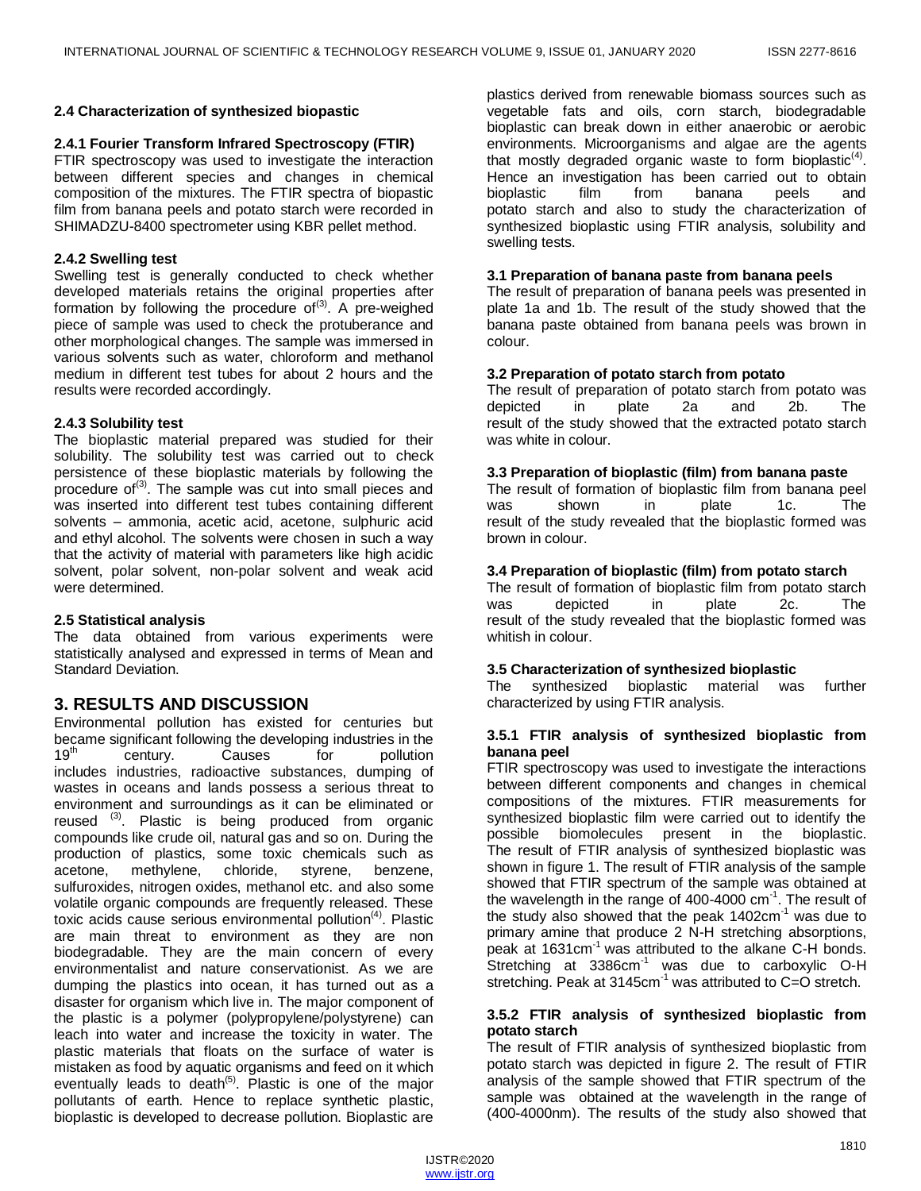### 2.4 Characterization of synthesized biopastic

#### 2.4.1 Fourier Transform Infrared Spectroscopy (FTIR)

FTIR spectroscopy was used to investigate the interaction between different species and changes in chemical composition of the mixtures. The FTIR spectra of biopastic film from banana peels and potato starch were recorded in SHIMADZU-8400 spectrometer using KBR pellet method.

#### 2.4.2 Swelling test

Swelling test is generally conducted to check whether developed materials retains the original properties after formation by following the procedure of[3]. A pre-weighed piece of sample was used to check the protuberance and other morphological changes. The sample was immersed in various solvents such as water, chloroform and methanol medium in different test tubes for about 2 hours and the results were recorded accordingly.

#### 2.4.3 Solubility test

The bioplastic material prepared was studied for their solubility. The solubility test was carried out to check persistence of these bioplastic materials by following the procedure of[3]. The sample was cut into small pieces and was inserted into different test tubes containing different solvents – ammonia, acetic acid, acetone, sulphuric acid and ethyl alcohol. The solvents were chosen in such a way that the activity of material with parameters like high acidic solvent, polar solvent, non-polar solvent and weak acid were determined.

### 2.5 Statistical analysis

The data obtained from various experiments were statistically analysed and expressed in terms of Mean and Standard Deviation.

## 3. RESULTS AND DISCUSSION

Environmental pollution has existed for centuries but became significant following the developing industries in the $19^{th}$ century. Causes for pollution includes industries, radioactive substances, dumping of wastes in oceans and lands possess a serious threat to environment and surroundings as it can be eliminated or reused [3]. Plastic is being produced from organic compounds like crude oil, natural gas and so on. During the production of plastics, some toxic chemicals such as acetone, methylene, chloride, styrene, benzene, sulfuroxides, nitrogen oxides, methanol etc. and also some volatile organic compounds are frequently released. These toxic acids cause serious environmental pollution[4]. Plastic are main threat to environment as they are non biodegradable. They are the main concern of every environmentalist and nature conservationist. As we are dumping the plastics into ocean, it has turned out as a disaster for organism which live in. The major component of the plastic is a polymer (polypropylene/polystyrene) can leach into water and increase the toxicity in water. The plastic materials that floats on the surface of water is mistaken as food by aquatic organisms and feed on it which eventually leads to death[5]. Plastic is one of the major pollutants of earth. Hence to replace synthetic plastic, bioplastic is developed to decrease pollution. Bioplastic are plastics derived from renewable biomass sources such as vegetable fats and oils, corn starch, biodegradable bioplastic can break down in either anaerobic or aerobic environments. Microorganisms and algae are the agents that mostly degraded organic waste to form bioplastic[4]. Hence an investigation has been carried out to obtain bioplastic film from banana peels and potato starch and also to study the characterization of synthesized bioplastic using FTIR analysis, solubility and swelling tests.

### 3.1 Preparation of banana paste from banana peels

The result of preparation of banana peels was presented in plate 1a and 1b. The result of the study showed that the banana paste obtained from banana peels was brown in colour.

### 3.2 Preparation of potato starch from potato

The result of preparation of potato starch from potato was depicted in plate 2a and 2b. The result of the study showed that the extracted potato starch was white in colour.

### 3.3 Preparation of bioplastic (film) from banana paste

The result of formation of bioplastic film from banana peel was shown in plate 1c. The result of the study revealed that the bioplastic formed was brown in colour.

### 3.4 Preparation of bioplastic (film) from potato starch

The result of formation of bioplastic film from potato starch was depicted in plate 2c. The result of the study revealed that the bioplastic formed was whitish in colour.

### 3.5 Characterization of synthesized bioplastic

The synthesized bioplastic material was further characterized by using FTIR analysis.

#### 3.5.1 FTIR analysis of synthesized bioplastic from banana peel

FTIR spectroscopy was used to investigate the interactions between different components and changes in chemical compositions of the mixtures. FTIR measurements for synthesized bioplastic film were carried out to identify the possible biomolecules present in the bioplastic. The result of FTIR analysis of synthesized bioplastic was shown in figure 1. The result of FTIR analysis of the sample showed that FTIR spectrum of the sample was obtained at the wavelength in the range of 400-4000 $cm^{-1}$. The result of the study also showed that the peak 1402$cm^{-1}$ was due to primary amine that produce 2 N-H stretching absorptions, peak at 1631$cm^{-1}$ was attributed to the alkane C-H bonds. Stretching at 3386$cm^{-1}$ was due to carboxylic O-H stretching. Peak at 3145$cm^{-1}$ was attributed to C=O stretch.

#### 3.5.2 FTIR analysis of synthesized bioplastic from potato starch

The result of FTIR analysis of synthesized bioplastic from potato starch was depicted in figure 2. The result of FTIR analysis of the sample showed that FTIR spectrum of the sample was obtained at the wavelength in the range of (400-4000nm). The results of the study also showed that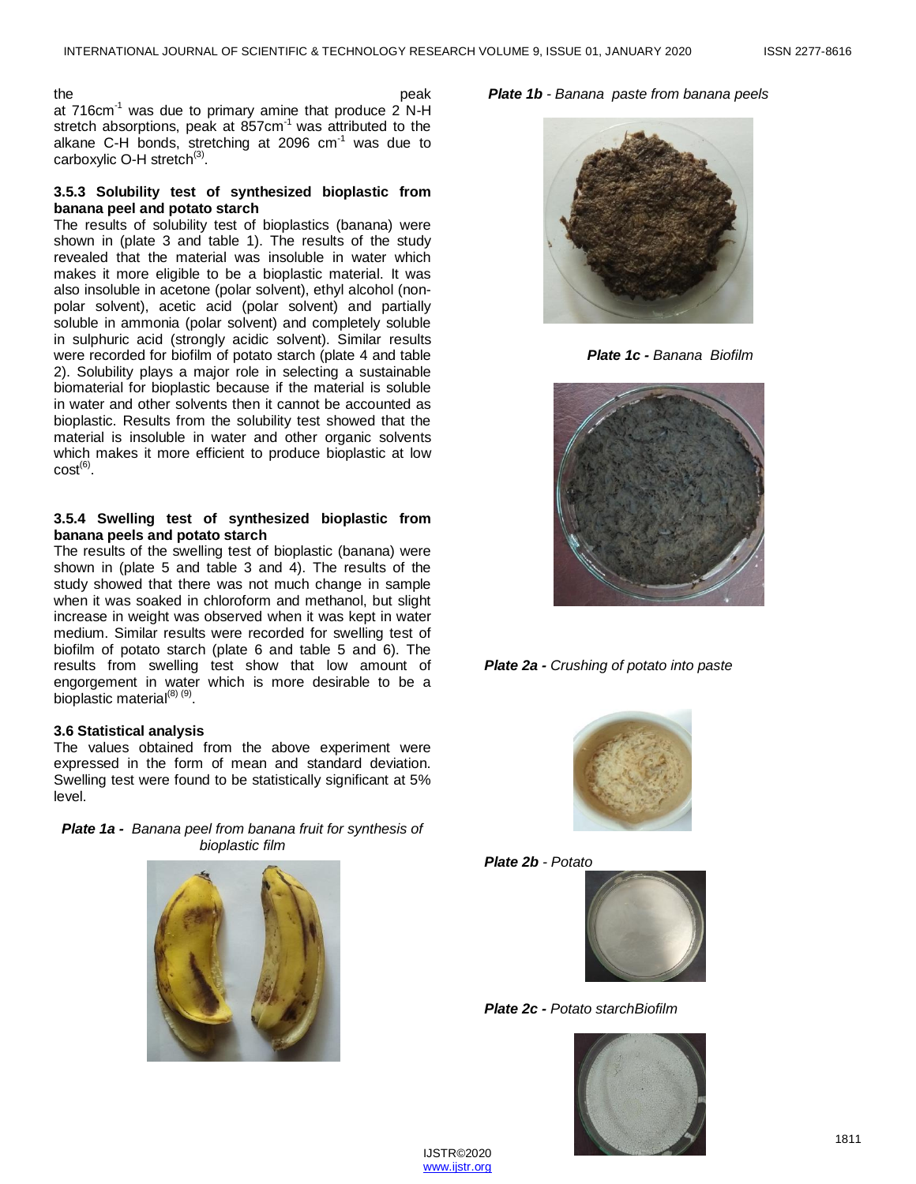the peak at 716cm$^{-1}$ was due to primary amine that produce 2 N-H stretch absorptions, peak at 857cm$^{-1}$ was attributed to the alkane C-H bonds, stretching at 2096 cm$^{-1}$ was due to carboxylic O-H stretch[3].

#### 3.5.3 Solubility test of synthesized bioplastic from banana peel and potato starch

The results of solubility test of bioplastics (banana) were shown in (plate 3 and table 1). The results of the study revealed that the material was insoluble in water which makes it more eligible to be a bioplastic material. It was also insoluble in acetone (polar solvent), ethyl alcohol (non-polar solvent), acetic acid (polar solvent) and partially soluble in ammonia (polar solvent) and completely soluble in sulphuric acid (strongly acidic solvent). Similar results were recorded for biofilm of potato starch (plate 4 and table 2). Solubility plays a major role in selecting a sustainable biomaterial for bioplastic because if the material is soluble in water and other solvents then it cannot be accounted as bioplastic. Results from the solubility test showed that the material is insoluble in water and other organic solvents which makes it more efficient to produce bioplastic at low cost[6].

#### 3.5.4 Swelling test of synthesized bioplastic from banana peels and potato starch

The results of the swelling test of bioplastic (banana) were shown in (plate 5 and table 3 and 4). The results of the study showed that there was not much change in sample when it was soaked in chloroform and methanol, but slight increase in weight was observed when it was kept in water medium. Similar results were recorded for swelling test of biofilm of potato starch (plate 6 and table 5 and 6). The results from swelling test show that low amount of engorgement in water which is more desirable to be a bioplastic material[8] [9].

### 3.6 Statistical analysis

The values obtained from the above experiment were expressed in the form of mean and standard deviation. Swelling test were found to be statistically significant at 5% level.

***Plate 1a -*** *Banana peel from banana fruit for synthesis of bioplastic film*

***Plate 1b*** *- Banana paste from banana peels*

***Plate 1c -*** *Banana Biofilm*

***Plate 2a -*** *Crushing of potato into paste*

***Plate 2b*** *- Potato*

***Plate 2c -*** *Potato starchBiofilm*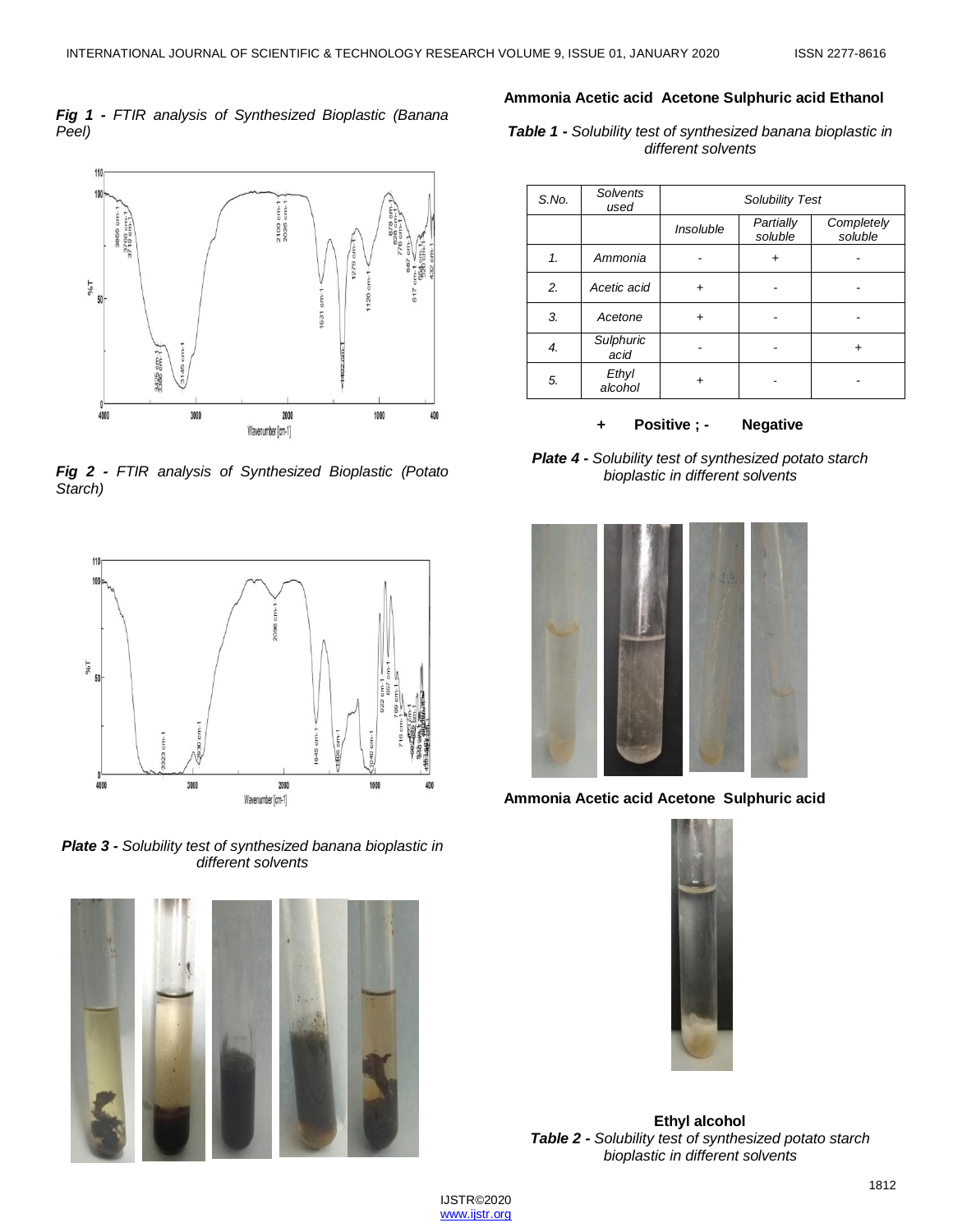*Fig 1 - FTIR analysis of Synthesized Bioplastic (Banana Peel)*

*Fig 2 - FTIR analysis of Synthesized Bioplastic (Potato Starch)*

*Plate 3 - Solubility test of synthesized banana bioplastic in different solvents*

**Ammonia Acetic acid Acetone Sulphuric acid Ethanol**

*Table 1 - Solubility test of synthesized banana bioplastic in different solvents*

| S.No. | Solvents used | Solubility Test | | |
|---|---|---|---|---|
| | | Insoluble | Partially soluble | Completely soluble |
| 1. | Ammonia | - | + | - |
| 2. | Acetic acid | + | - | - |
| 3. | Acetone | + | - | - |
| 4. | Sulphuric acid | - | - | + |
| 5. | Ethyl alcohol | + | - | - |

**+ Positive ; - Negative**

*Plate 4 - Solubility test of synthesized potato starch bioplastic in different solvents*

**Ammonia Acetic acid Acetone Sulphuric acid**

**Ethyl alcohol**

*Table 2 - Solubility test of synthesized potato starch bioplastic in different solvents*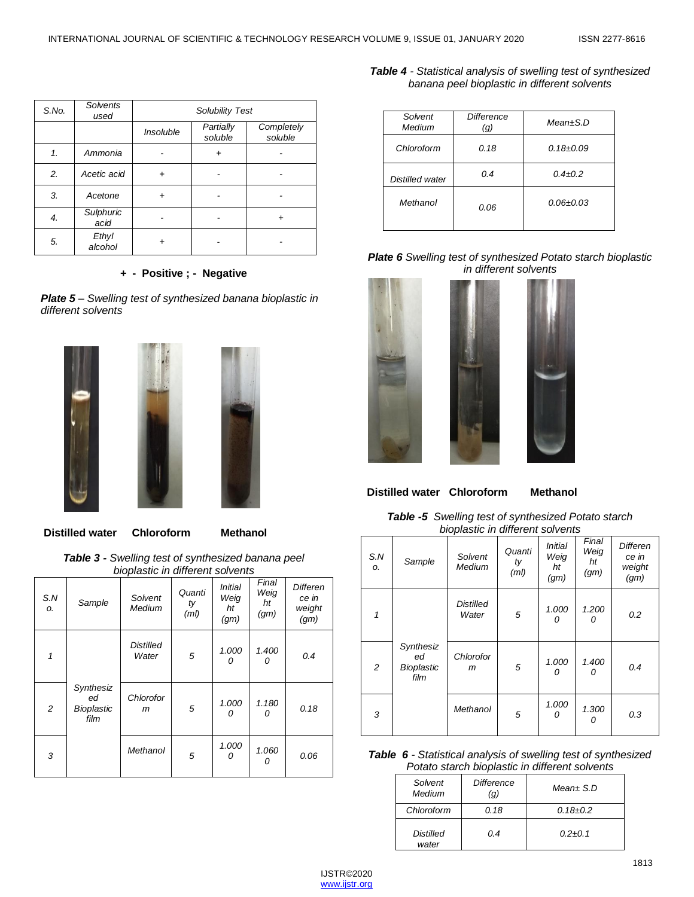| S.No. | Solvents used | Solubility Test | | |
|---|---|---|---|---|
| | | Insoluble | Partially soluble | Completely soluble |
| 1. | Ammonia | - | + | - |
| 2. | Acetic acid | + | - | - |
| 3. | Acetone | + | - | - |
| 4. | Sulphuric acid | - | - | + |
| 5. | Ethyl alcohol | + | - | - |

**+ - Positive ; - Negative**

***Plate 5*** *– Swelling test of synthesized banana bioplastic in different solvents*

**Distilled water Chloroform Methanol**

***Table 3 -*** *Swelling test of synthesized banana peel bioplastic in different solvents*

| S.No. | Sample | Solvent Medium | Quantity (ml) | Initial Weight (gm) | Final Weight (gm) | Difference in weight (gm) |
|---|---|---|---|---|---|---|
| 1 | Synthesized Bioplastic film | Distilled Water | 5 | 1.0000 | 1.4000 | 0.4 |
| 2 | | Chloroform | 5 | 1.0000 | 1.1800 | 0.18 |
| 3 | | Methanol | 5 | 1.0000 | 1.0600 | 0.06 |

***Table 4*** *- Statistical analysis of swelling test of synthesized banana peel bioplastic in different solvents*

| Solvent Medium | Difference (g) | Mean±S.D |
|---|---|---|
| Chloroform | 0.18 | 0.18±0.09 |
| Distilled water | 0.4 | 0.4±0.2 |
| Methanol | 0.06 | 0.06±0.03 |

***Plate 6*** *Swelling test of synthesized Potato starch bioplastic in different solvents*

**Distilled water Chloroform Methanol**

***Table -5*** *Swelling test of synthesized Potato starch bioplastic in different solvents*

| S.No. | Sample | Solvent Medium | Quantity (ml) | Initial Weight (gm) | Final Weight (gm) | Difference in weight (gm) |
|---|---|---|---|---|---|---|
| 1 | Synthesized Bioplastic film | Distilled Water | 5 | 1.0000 | 1.2000 | 0.2 |
| 2 | | Chloroform | 5 | 1.0000 | 1.4000 | 0.4 |
| 3 | | Methanol | 5 | 1.0000 | 1.3000 | 0.3 |

***Table 6*** *- Statistical analysis of swelling test of synthesized Potato starch bioplastic in different solvents*

| Solvent Medium | Difference (g) | Mean± S.D |
|---|---|---|
| Chloroform | 0.18 | 0.18±0.2 |
| Distilled water | 0.4 | 0.2±0.1 |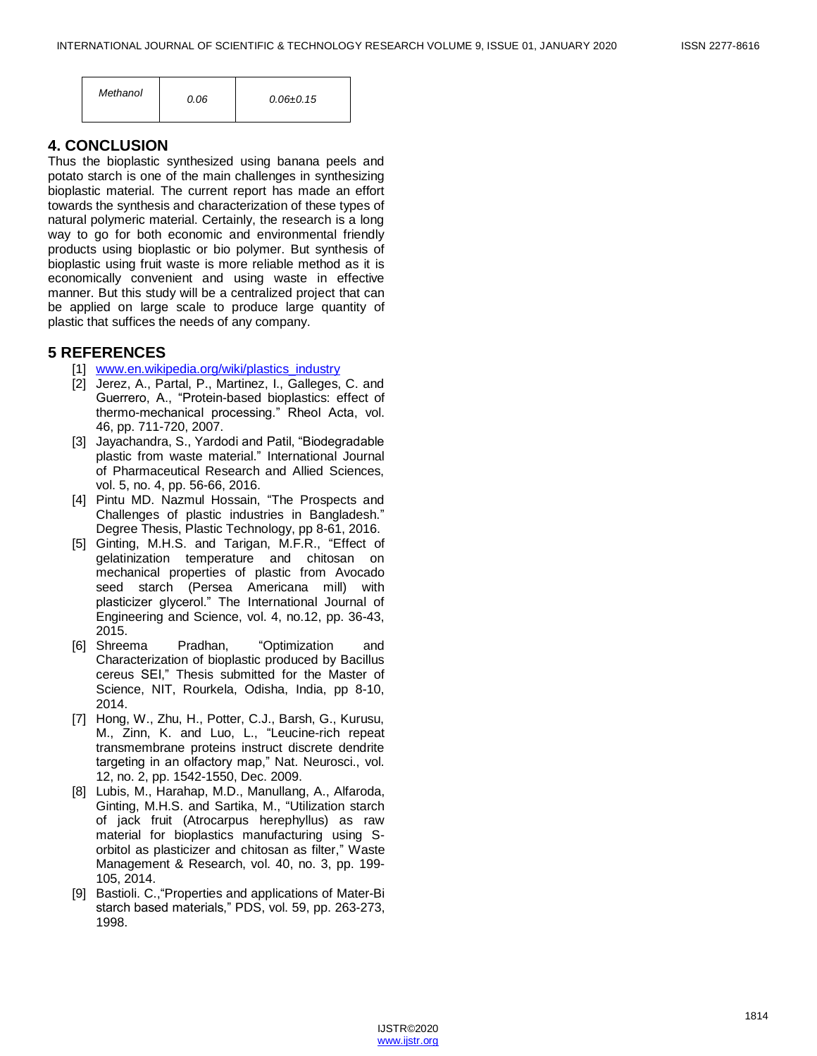| | | |
|---|---|---|
| *Methanol* | *0.06* | *0.06±0.15* |

## 4. CONCLUSION

Thus the bioplastic synthesized using banana peels and potato starch is one of the main challenges in synthesizing bioplastic material. The current report has made an effort towards the synthesis and characterization of these types of natural polymeric material. Certainly, the research is a long way to go for both economic and environmental friendly products using bioplastic or bio polymer. But synthesis of bioplastic using fruit waste is more reliable method as it is economically convenient and using waste in effective manner. But this study will be a centralized project that can be applied on large scale to produce large quantity of plastic that suffices the needs of any company.

## 5 REFERENCES

[1] www.en.wikipedia.org/wiki/plastics_industry

[2] Jerez, A., Partal, P., Martinez, I., Galleges, C. and Guerrero, A., "Protein-based bioplastics: effect of thermo-mechanical processing." Rheol Acta, vol. 46, pp. 711-720, 2007.

[3] Jayachandra, S., Yardodi and Patil, "Biodegradable plastic from waste material." International Journal of Pharmaceutical Research and Allied Sciences, vol. 5, no. 4, pp. 56-66, 2016.

[4] Pintu MD. Nazmul Hossain, "The Prospects and Challenges of plastic industries in Bangladesh." Degree Thesis, Plastic Technology, pp 8-61, 2016.

[5] Ginting, M.H.S. and Tarigan, M.F.R., "Effect of gelatinization temperature and chitosan on mechanical properties of plastic from Avocado seed starch (Persea Americana mill) with plasticizer glycerol." The International Journal of Engineering and Science, vol. 4, no.12, pp. 36-43, 2015.

[6] Shreema Pradhan, "Optimization and Characterization of bioplastic produced by Bacillus cereus SEI," Thesis submitted for the Master of Science, NIT, Rourkela, Odisha, India, pp 8-10, 2014.

[7] Hong, W., Zhu, H., Potter, C.J., Barsh, G., Kurusu, M., Zinn, K. and Luo, L., "Leucine-rich repeat transmembrane proteins instruct discrete dendrite targeting in an olfactory map," Nat. Neurosci., vol. 12, no. 2, pp. 1542-1550, Dec. 2009.

[8] Lubis, M., Harahap, M.D., Manullang, A., Alfaroda, Ginting, M.H.S. and Sartika, M., "Utilization starch of jack fruit (Atrocarpus herephyllus) as raw material for bioplastics manufacturing using S-orbitol as plasticizer and chitosan as filter," Waste Management & Research, vol. 40, no. 3, pp. 199-105, 2014.

[9] Bastioli. C.,"Properties and applications of Mater-Bi starch based materials," PDS, vol. 59, pp. 263-273, 1998.